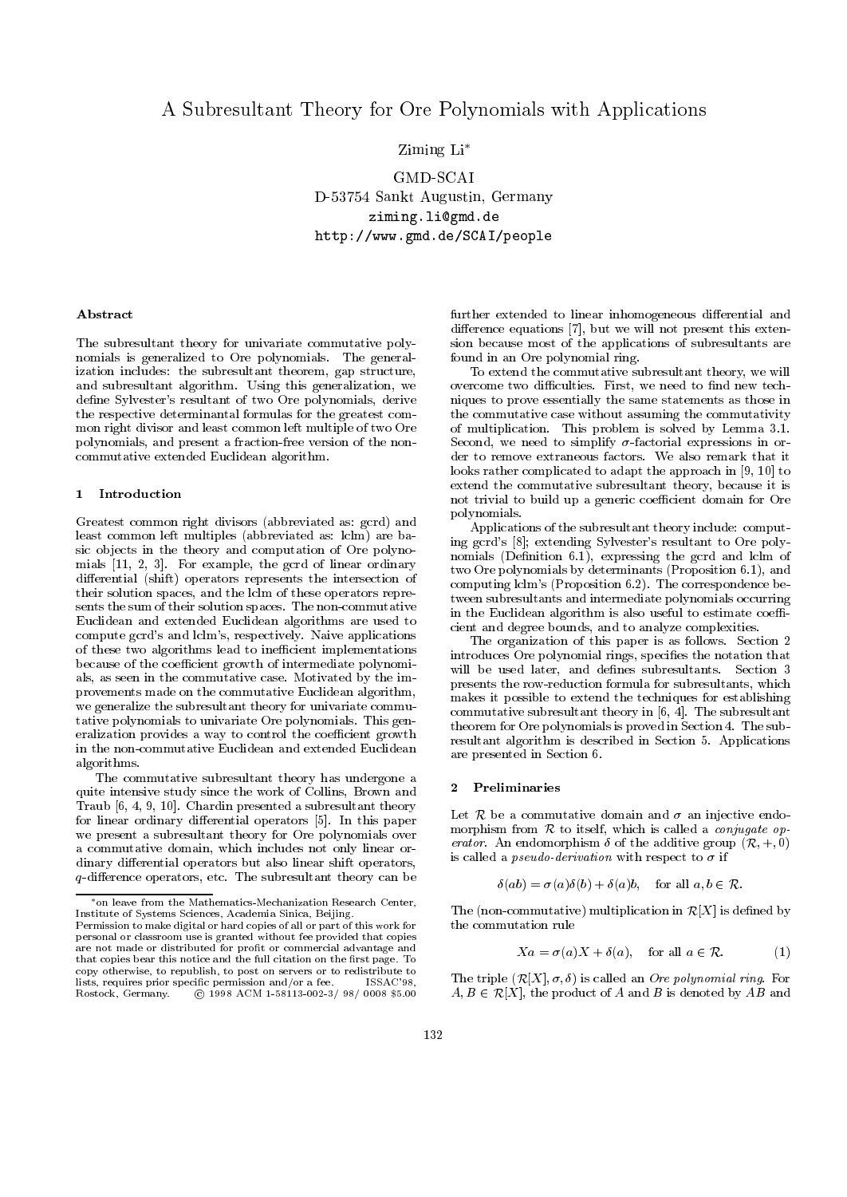# A Subresultant Theory for Ore Polynomials with Applications

Ziming Li*

GMD-SCAI
D-53754 Sankt Augustin, Germany
ziming.li@gmd.de
http://www.gmd.de/SCAI/people

### Abstract

The subresultant theory for univariate commutative polynomials is generalized to Ore polynomials. The generalization includes: the subresultant theorem, gap structure, and subresultant algorithm. Using this generalization, we define Sylvester's resultant of two Ore polynomials, derive the respective determinantal formulas for the greatest common right divisor and least common left multiple of two Ore polynomials, and present a fraction-free version of the non-commutative extended Euclidean algorithm.

## 1 Introduction

Greatest common right divisors (abbreviated as: gcrd) and least common left multiples (abbreviated as: lclm) are basic objects in the theory and computation of Ore polynomials [11, 2, 3]. For example, the gcrd of linear ordinary differential (shift) operators represents the intersection of their solution spaces, and the lclm of these operators represents the sum of their solution spaces. The non-commutative Euclidean and extended Euclidean algorithms are used to compute gcrd's and lclm's, respectively. Naive applications of these two algorithms lead to inefficient implementations because of the coefficient growth of intermediate polynomials, as seen in the commutative case. Motivated by the improvements made on the commutative Euclidean algorithm, we generalize the subresultant theory for univariate commutative polynomials to univariate Ore polynomials. This generalization provides a way to control the coefficient growth in the non-commutative Euclidean and extended Euclidean algorithms.

The commutative subresultant theory has undergone a quite intensive study since the work of Collins, Brown and Traub [6, 4, 9, 10]. Chardin presented a subresultant theory for linear ordinary differential operators [5]. In this paper we present a subresultant theory for Ore polynomials over a commutative domain, which includes not only linear ordinary differential operators but also linear shift operators, $q$-difference operators, etc. The subresultant theory can be further extended to linear inhomogeneous differential and difference equations [7], but we will not present this extension because most of the applications of subresultants are found in an Ore polynomial ring.

To extend the commutative subresultant theory, we will overcome two difficulties. First, we need to find new techniques to prove essentially the same statements as those in the commutative case without assuming the commutativity of multiplication. This problem is solved by Lemma 3.1. Second, we need to simplify $\sigma$-factorial expressions in order to remove extraneous factors. We also remark that it looks rather complicated to adapt the approach in [9, 10] to extend the commutative subresultant theory, because it is not trivial to build up a generic coefficient domain for Ore polynomials.

Applications of the subresultant theory include: computing gcrd's [8]; extending Sylvester's resultant to Ore polynomials (Definition 6.1), expressing the gcrd and lclm of two Ore polynomials by determinants (Proposition 6.1), and computing lclm's (Proposition 6.2). The correspondence between subresultants and intermediate polynomials occurring in the Euclidean algorithm is also useful to estimate coefficient and degree bounds, and to analyze complexities.

The organization of this paper is as follows. Section 2 introduces Ore polynomial rings, specifies the notation that will be used later, and defines subresultants. Section 3 presents the row-reduction formula for subresultants, which makes it possible to extend the techniques for establishing commutative subresultant theory in [6, 4]. The subresultant theorem for Ore polynomials is proved in Section 4. The subresultant algorithm is described in Section 5. Applications are presented in Section 6.

## 2 Preliminaries

Let $\mathcal{R}$ be a commutative domain and $\sigma$ an injective endomorphism from $\mathcal{R}$ to itself, which is called a *conjugate operator*. An endomorphism $\delta$ of the additive group $(\mathcal{R}, +, 0)$ is called a *pseudo-derivation* with respect to $\sigma$ if

$$\delta(ab) = \sigma(a)\delta(b) + \delta(a)b, \quad \text{for all } a, b \in \mathcal{R}.$$

The (non-commutative) multiplication in $\mathcal{R}[X]$ is defined by the commutation rule

$$Xa = \sigma(a)X + \delta(a), \quad \text{for all } a \in \mathcal{R}. \tag{1}$$

The triple $(\mathcal{R}[X], \sigma, \delta)$ is called an *Ore polynomial ring*. For $A, B \in \mathcal{R}[X]$, the product of $A$ and $B$ is denoted by $AB$ and

---

*on leave from the Mathematics-Mechanization Research Center, Institute of Systems Sciences, Academia Sinica, Beijing.

Permission to make digital or hard copies of all or part of this work for personal or classroom use is granted without fee provided that copies are not made or distributed for profit or commercial advantage and that copies bear this notice and the full citation on the first page. To copy otherwise, to republish, to post on servers or to redistribute to lists, requires prior specific permission and/or a fee. ISSAC'98, Rostock, Germany. © 1998 ACM 1-58113-002-3/ 98/ 0008 $5.00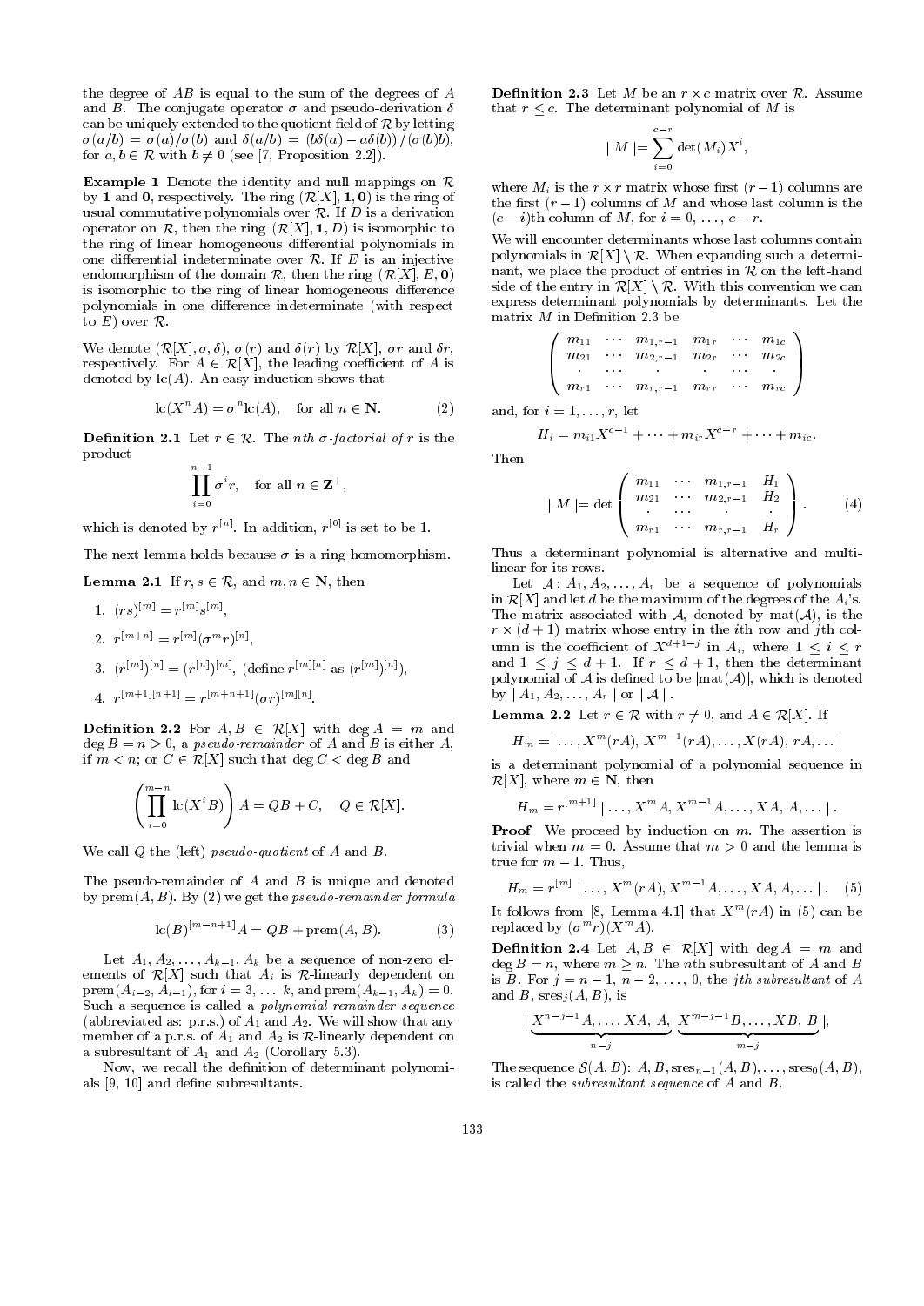the degree of $AB$ is equal to the sum of the degrees of $A$ and $B$. The conjugate operator $\sigma$ and pseudo-derivation $\delta$ can be uniquely extended to the quotient field of $\mathcal{R}$ by letting $\sigma(a/b) = \sigma(a)/\sigma(b)$ and $\delta(a/b) = (b\delta(a) - a\delta(b))/(\sigma(b)b)$, for $a, b \in \mathcal{R}$ with $b \neq 0$ (see [7, Proposition 2.2]).

**Example 1** Denote the identity and null mappings on $\mathcal{R}$ by $\mathbf{1}$ and $\mathbf{0}$, respectively. The ring $(\mathcal{R}[X], \mathbf{1}, \mathbf{0})$ is the ring of usual commutative polynomials over $\mathcal{R}$. If $D$ is a derivation operator on $\mathcal{R}$, then the ring $(\mathcal{R}[X], \mathbf{1}, D)$ is isomorphic to the ring of linear homogeneous differential polynomials in one differential indeterminate over $\mathcal{R}$. If $E$ is an injective endomorphism of the domain $\mathcal{R}$, then the ring $(\mathcal{R}[X], E, \mathbf{0})$ is isomorphic to the ring of linear homogeneous difference polynomials in one difference indeterminate (with respect to $E$) over $\mathcal{R}$.

We denote $(\mathcal{R}[X], \sigma, \delta)$, $\sigma(r)$ and $\delta(r)$ by $\mathcal{R}[X]$, $\sigma r$ and $\delta r$, respectively. For $A \in \mathcal{R}[X]$, the leading coefficient of $A$ is denoted by $\mathrm{lc}(A)$. An easy induction shows that

$$\mathrm{lc}(X^n A) = \sigma^n \mathrm{lc}(A), \quad \text{for all } n \in \mathbf{N}. \tag{2}$$

**Definition 2.1** Let $r \in \mathcal{R}$. The *nth $\sigma$-factorial of $r$* is the product

$$\prod_{i=0}^{n-1} \sigma^i r, \quad \text{for all } n \in \mathbf{Z}^+,$$

which is denoted by $r^{[n]}$. In addition, $r^{[0]}$ is set to be 1.

The next lemma holds because $\sigma$ is a ring homomorphism.

**Lemma 2.1** If $r, s \in \mathcal{R}$, and $m, n \in \mathbf{N}$, then

1. $(rs)^{[m]} = r^{[m]} s^{[m]}$,
2. $r^{[m+n]} = r^{[m]} (\sigma^m r)^{[n]}$,
3. $(r^{[m]})^{[n]} = (r^{[n]})^{[m]}$, (define $r^{[m][n]}$ as $(r^{[m]})^{[n]}$),
4. $r^{[m+1][n+1]} = r^{[m+n+1]} (\sigma r)^{[m][n]}$.

**Definition 2.2** For $A, B \in \mathcal{R}[X]$ with $\deg A = m$ and $\deg B = n \geq 0$, a *pseudo-remainder* of $A$ and $B$ is either $A$, if $m < n$; or $C \in \mathcal{R}[X]$ such that $\deg C < \deg B$ and

$$\left( \prod_{i=0}^{m-n} \mathrm{lc}(X^i B) \right) A = QB + C, \quad Q \in \mathcal{R}[X].$$

We call $Q$ the (left) *pseudo-quotient* of $A$ and $B$.

The pseudo-remainder of $A$ and $B$ is unique and denoted by $\mathrm{prem}(A, B)$. By (2) we get the *pseudo-remainder formula*

$$\mathrm{lc}(B)^{[m-n+1]} A = QB + \mathrm{prem}(A, B). \tag{3}$$

Let $A_1, A_2, \ldots, A_{k-1}, A_k$ be a sequence of non-zero elements of $\mathcal{R}[X]$ such that $A_i$ is $\mathcal{R}$-linearly dependent on $\mathrm{prem}(A_{i-2}, A_{i-1})$, for $i = 3, \ldots k$, and $\mathrm{prem}(A_{k-1}, A_k) = 0$. Such a sequence is called a *polynomial remainder sequence* (abbreviated as: p.r.s.) of $A_1$ and $A_2$. We will show that any member of a p.r.s. of $A_1$ and $A_2$ is $\mathcal{R}$-linearly dependent on a subresultant of $A_1$ and $A_2$ (Corollary 5.3).

Now, we recall the definition of determinant polynomials [9, 10] and define subresultants.

**Definition 2.3** Let $M$ be an $r \times c$ matrix over $\mathcal{R}$. Assume that $r \leq c$. The determinant polynomial of $M$ is

$$| M | = \sum_{i=0}^{c-r} \det(M_i) X^i,$$

where $M_i$ is the $r \times r$ matrix whose first $(r-1)$ columns are the first $(r-1)$ columns of $M$ and whose last column is the $(c-i)$th column of $M$, for $i = 0, \ldots, c-r$.

We will encounter determinants whose last columns contain polynomials in $\mathcal{R}[X] \setminus \mathcal{R}$. When expanding such a determinant, we place the product of entries in $\mathcal{R}$ on the left-hand side of the entry in $\mathcal{R}[X] \setminus \mathcal{R}$. With this convention we can express determinant polynomials by determinants. Let the matrix $M$ in Definition 2.3 be

$$\begin{pmatrix} m_{11} & \cdots & m_{1,r-1} & m_{1r} & \cdots & m_{1c} \\ m_{21} & \cdots & m_{2,r-1} & m_{2r} & \cdots & m_{2c} \\ \cdot & \cdots & \cdot & \cdot & \cdots & \cdot \\ m_{r1} & \cdots & m_{r,r-1} & m_{rr} & \cdots & m_{rc} \end{pmatrix}$$

and, for $i = 1, \ldots, r$, let

$$H_i = m_{i1} X^{c-1} + \cdots + m_{ir} X^{c-r} + \cdots + m_{ic}.$$

Then

$$| M | = \det \begin{pmatrix} m_{11} & \cdots & m_{1,r-1} & H_1 \\ m_{21} & \cdots & m_{2,r-1} & H_2 \\ \cdot & \cdots & \cdot & \cdot \\ m_{r1} & \cdots & m_{r,r-1} & H_r \end{pmatrix}. \tag{4}$$

Thus a determinant polynomial is alternative and multilinear for its rows.

Let $\mathcal{A}: A_1, A_2, \ldots, A_r$ be a sequence of polynomials in $\mathcal{R}[X]$ and let $d$ be the maximum of the degrees of the $A_i$'s. The matrix associated with $\mathcal{A}$, denoted by $\mathrm{mat}(\mathcal{A})$, is the $r \times (d+1)$ matrix whose entry in the $i$th row and $j$th column is the coefficient of $X^{d+1-j}$ in $A_i$, where $1 \leq i \leq r$ and $1 \leq j \leq d+1$. If $r \leq d+1$, then the determinant polynomial of $\mathcal{A}$ is defined to be $|\mathrm{mat}(\mathcal{A})|$, which is denoted by $| A_1, A_2, \ldots, A_r |$ or $| \mathcal{A} |$.

**Lemma 2.2** Let $r \in \mathcal{R}$ with $r \neq 0$, and $A \in \mathcal{R}[X]$. If

$$H_m = | \ldots, X^m(rA), X^{m-1}(rA), \ldots, X(rA), rA, \ldots |$$

is a determinant polynomial of a polynomial sequence in $\mathcal{R}[X]$, where $m \in \mathbf{N}$, then

$$H_m = r^{[m+1]} | \ldots, X^m A, X^{m-1} A, \ldots, XA, A, \ldots |.$$

**Proof** We proceed by induction on $m$. The assertion is trivial when $m = 0$. Assume that $m > 0$ and the lemma is true for $m-1$. Thus,

$$H_m = r^{[m]} | \ldots, X^m(rA), X^{m-1}A, \ldots, XA, A, \ldots |. \tag{5}$$

It follows from [8, Lemma 4.1] that $X^m(rA)$ in (5) can be replaced by $(\sigma^m r)(X^m A)$.

**Definition 2.4** Let $A, B \in \mathcal{R}[X]$ with $\deg A = m$ and $\deg B = n$, where $m \geq n$. The $n$th subresultant of $A$ and $B$ is $B$. For $j = n-1, n-2, \ldots, 0$, the *jth subresultant* of $A$ and $B$, $\mathrm{sres}_j(A, B)$, is

$$| \underbrace{X^{n-j-1}A, \ldots, XA, A}_{n-j}, \underbrace{X^{m-j-1}B, \ldots, XB, B}_{m-j} |,$$

The sequence $\mathcal{S}(A, B)$: $A, B, \mathrm{sres}_{n-1}(A, B), \ldots, \mathrm{sres}_0(A, B)$, is called the *subresultant sequence* of $A$ and $B$.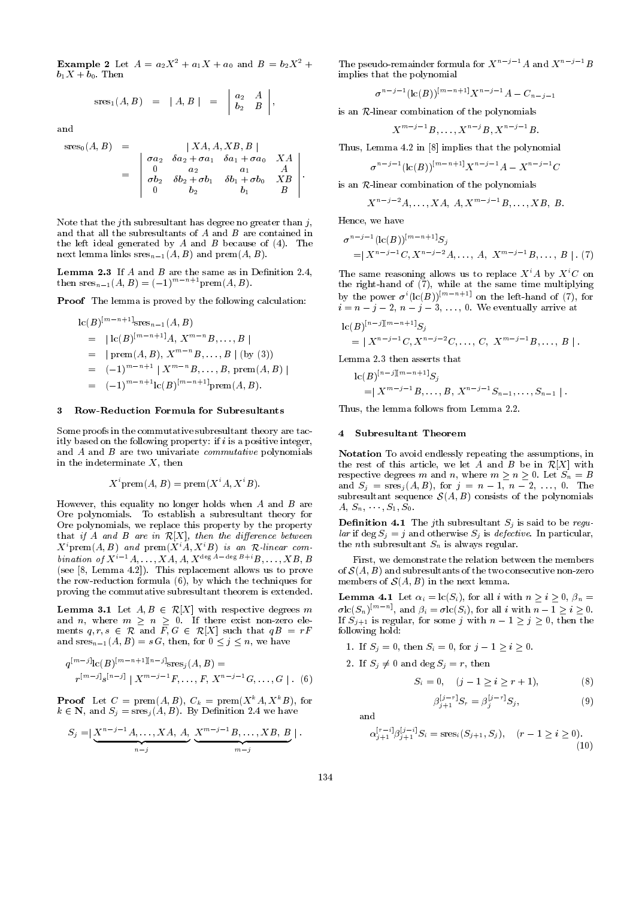**Example 2** Let $A = a_2X^2 + a_1X + a_0$ and $B = b_2X^2 + b_1X + b_0$. Then

$$\text{sres}_1(A, B) \;=\; |\, A, B \,| \;=\; \begin{vmatrix} a_2 & A \\ b_2 & B \end{vmatrix},$$

and

$$\begin{aligned} \text{sres}_0(A, B) &= \quad |\, XA, A, XB, B \,| \\ &= \begin{vmatrix} \sigma a_2 & \delta a_2 + \sigma a_1 & \delta a_1 + \sigma a_0 & XA \\ 0 & a_2 & a_1 & A \\ \sigma b_2 & \delta b_2 + \sigma b_1 & \delta b_1 + \sigma b_0 & XB \\ 0 & b_2 & b_1 & B \end{vmatrix}. \end{aligned}$$

Note that the $j$th subresultant has degree no greater than $j$, and that all the subresultants of $A$ and $B$ are contained in the left ideal generated by $A$ and $B$ because of (4). The next lemma links $\text{sres}_{n-1}(A, B)$ and $\text{prem}(A, B)$.

**Lemma 2.3** If $A$ and $B$ are the same as in Definition 2.4, then $\text{sres}_{n-1}(A, B) = (-1)^{m-n+1}\text{prem}(A, B)$.

**Proof** The lemma is proved by the following calculation:

$$\begin{aligned} &\text{lc}(B)^{[m-n+1]}\text{sres}_{n-1}(A, B) \\ &= \;|\, \text{lc}(B)^{[m-n+1]}A,\; X^{m-n}B, \ldots, B \,| \\ &= \;|\, \text{prem}(A, B),\; X^{m-n}B, \ldots, B \,| \;\text{(by (3))} \\ &= \;(-1)^{m-n+1} \,|\, X^{m-n}B, \ldots, B,\; \text{prem}(A, B) \,| \\ &= \;(-1)^{m-n+1}\text{lc}(B)^{[m-n+1]}\text{prem}(A, B). \end{aligned}$$

## 3 Row-Reduction Formula for Subresultants

Some proofs in the commutative subresultant theory are tacitly based on the following property: if $i$ is a positive integer, and $A$ and $B$ are two univariate *commutative* polynomials in the indeterminate $X$, then

$$X^i\text{prem}(A, B) = \text{prem}(X^iA, X^iB).$$

However, this equality no longer holds when $A$ and $B$ are Ore polynomials. To establish a subresultant theory for Ore polynomials, we replace this property by the property that *if $A$ and $B$ are in $\mathcal{R}[X]$, then the difference between $X^i\text{prem}(A, B)$ and $\text{prem}(X^iA, X^iB)$ is an $\mathcal{R}$-linear combination of $X^{i-1}A, \ldots, XA, A, X^{\deg A - \deg B + i}B, \ldots, XB, B$* (see [8, Lemma 4.2]). This replacement allows us to prove the row-reduction formula (6), by which the techniques for proving the commutative subresultant theorem is extended.

**Lemma 3.1** Let $A, B \in \mathcal{R}[X]$ with respective degrees $m$ and $n$, where $m \geq n \geq 0$. If there exist non-zero elements $q, r, s \in \mathcal{R}$ and $F, G \in \mathcal{R}[X]$ such that $qB = rF$ and $\text{sres}_{n-1}(A, B) = sG$, then, for $0 \leq j \leq n$, we have

$$\begin{aligned} &q^{[m-j]}\text{lc}(B)^{[m-n+1][n-j]}\text{sres}_j(A, B) = \\ &\quad r^{[m-j]}s^{[n-j]} \,|\, X^{m-j-1}F, \ldots, F,\; X^{n-j-1}G, \ldots, G \,|. \quad (6) \end{aligned}$$

**Proof** Let $C = \text{prem}(A, B)$, $C_k = \text{prem}(X^kA, X^kB)$, for $k \in \mathbf{N}$, and $S_j = \text{sres}_j(A, B)$. By Definition 2.4 we have

$$S_j = |\, \underbrace{X^{n-j-1}A, \ldots, XA,\; A}_{n-j},\; \underbrace{X^{m-j-1}B, \ldots, XB,\; B}_{m-j} \,|.$$

The pseudo-remainder formula for $X^{n-j-1}A$ and $X^{n-j-1}B$ implies that the polynomial

$$\sigma^{n-j-1}(\text{lc}(B))^{[m-n+1]}X^{n-j-1}A - C_{n-j-1}$$

is an $\mathcal{R}$-linear combination of the polynomials

$$X^{m-j-1}B, \ldots, X^{n-j}B, X^{n-j-1}B.$$

Thus, Lemma 4.2 in [8] implies that the polynomial

$$\sigma^{n-j-1}(\text{lc}(B))^{[m-n+1]}X^{n-j-1}A - X^{n-j-1}C$$

is an $\mathcal{R}$-linear combination of the polynomials

$$X^{n-j-2}A, \ldots, XA,\; A, X^{m-j-1}B, \ldots, XB,\; B.$$

Hence, we have

$$\begin{aligned} &\sigma^{n-j-1}(\text{lc}(B))^{[m-n+1]}S_j \\ &= |\, X^{n-j-1}C, X^{n-j-2}A, \ldots,\; A,\; X^{m-j-1}B, \ldots,\; B \,|. \quad (7) \end{aligned}$$

The same reasoning allows us to replace $X^iA$ by $X^iC$ on the right-hand of (7), while at the same time multiplying by the power $\sigma^i(\text{lc}(B))^{[m-n+1]}$ on the left-hand of (7), for $i = n-j-2,\; n-j-3,\; \ldots,\; 0$. We eventually arrive at

$$\begin{aligned} &\text{lc}(B)^{[n-j][m-n+1]}S_j \\ &\quad = |\, X^{n-j-1}C, X^{n-j-2}C, \ldots,\; C,\; X^{m-j-1}B, \ldots, B \,|. \end{aligned}$$

Lemma 2.3 then asserts that

$$\begin{aligned} &\text{lc}(B)^{[n-j][m-n+1]}S_j \\ &\quad = |\, X^{m-j-1}B, \ldots, B,\; X^{n-j-1}S_{n-1}, \ldots, S_{n-1} \,|. \end{aligned}$$

Thus, the lemma follows from Lemma 2.2.

## 4 Subresultant Theorem

**Notation** To avoid endlessly repeating the assumptions, in the rest of this article, we let $A$ and $B$ be in $\mathcal{R}[X]$ with respective degrees $m$ and $n$, where $m \geq n \geq 0$. Let $S_n = B$ and $S_j = \text{sres}_j(A, B)$, for $j = n-1,\; n-2,\; \ldots,\; 0$. The subresultant sequence $\mathcal{S}(A, B)$ consists of the polynomials $A, S_n, \cdots, S_1, S_0$.

**Definition 4.1** The $j$th subresultant $S_j$ is said to be *regular* if $\deg S_j = j$ and otherwise $S_j$ is *defective*. In particular, the $n$th subresultant $S_n$ is always regular.

First, we demonstrate the relation between the members of $\mathcal{S}(A, B)$ and subresultants of the two consecutive non-zero members of $\mathcal{S}(A, B)$ in the next lemma.

**Lemma 4.1** Let $\alpha_i = \text{lc}(S_i)$, for all $i$ with $n \geq i \geq 0$, $\beta_n = \sigma\text{lc}(S_n)^{[m-n]}$, and $\beta_i = \sigma\text{lc}(S_i)$, for all $i$ with $n-1 \geq i \geq 0$. If $S_{j+1}$ is regular, for some $j$ with $n-1 \geq j \geq 0$, then the following hold:

1. If $S_j = 0$, then $S_i = 0$, for $j-1 \geq i \geq 0$.
2. If $S_j \neq 0$ and $\deg S_j = r$, then

$$S_i = 0, \quad (j-1 \geq i \geq r+1), \quad (8)$$

$$\beta_{j+1}^{[j-r]}S_r = \beta_j^{[j-r]}S_j, \quad (9)$$

and

$$\alpha_{j+1}^{[r-i]}\beta_{j+1}^{[j-i]}S_i = \text{sres}_i(S_{j+1}, S_j), \quad (r-1 \geq i \geq 0). \quad (10)$$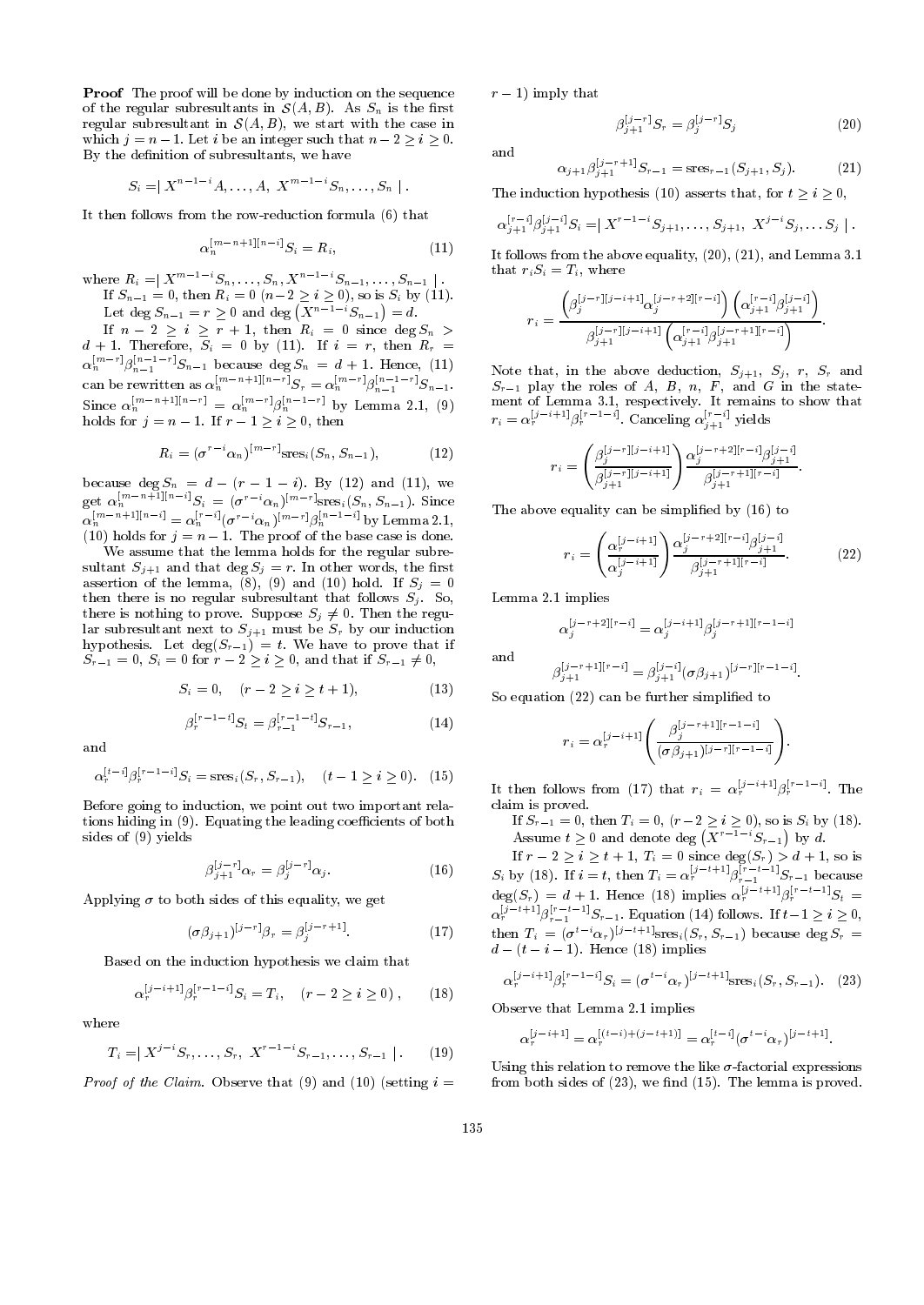**Proof** The proof will be done by induction on the sequence of the regular subresultants in $\mathcal{S}(A, B)$. As $S_n$ is the first regular subresultant in $\mathcal{S}(A, B)$, we start with the case in which $j = n-1$. Let $i$ be an integer such that $n-2 \geq i \geq 0$. By the definition of subresultants, we have

$$S_i = | X^{n-1-i}A, \ldots, A, \; X^{m-1-i}S_n, \ldots, S_n \; | .$$

It then follows from the row-reduction formula (6) that

$$\alpha_n^{[m-n+1][n-i]} S_i = R_i, \tag{11}$$

where $R_i = | X^{m-1-i}S_n, \ldots, S_n, X^{n-1-i}S_{n-1}, \ldots, S_{n-1} \; |$.

If $S_{n-1} = 0$, then $R_i = 0$ $(n-2 \geq i \geq 0)$, so is $S_i$ by (11). Let $\deg S_{n-1} = r \geq 0$ and $\deg\left(X^{n-1-i}S_{n-1}\right) = d$.

If $n-2 \geq i \geq r+1$, then $R_i = 0$ since $\deg S_n > d+1$. Therefore, $S_i = 0$ by (11). If $i = r$, then $R_r = \alpha_n^{[m-r]}\beta_{n-1}^{[n-1-r]}S_{n-1}$ because $\deg S_n = d+1$. Hence, (11) can be rewritten as $\alpha_n^{[m-n+1][n-r]}S_r = \alpha_n^{[m-r]}\beta_{n-1}^{[n-1-r]}S_{n-1}$. Since $\alpha_n^{[m-n+1][n-r]} = \alpha_n^{[m-r]}\beta_n^{[n-1-r]}$ by Lemma 2.1, (9) holds for $j = n-1$. If $r-1 \geq i \geq 0$, then

$$R_i = (\sigma^{r-i}\alpha_n)^{[m-r]}\mathrm{sres}_i(S_n, S_{n-1}), \tag{12}$$

because $\deg S_n = d - (r-1-i)$. By (12) and (11), we get $\alpha_n^{[m-n+1][n-i]}S_i = (\sigma^{r-i}\alpha_n)^{[m-r]}\mathrm{sres}_i(S_n, S_{n-1})$. Since $\alpha_n^{[m-n+1][n-i]} = \alpha_n^{[r-i]}(\sigma^{r-i}\alpha_n)^{[m-r]}\beta_n^{[n-1-i]}$ by Lemma 2.1, (10) holds for $j = n-1$. The proof of the base case is done.

We assume that the lemma holds for the regular subresultant $S_{j+1}$ and that $\deg S_j = r$. In other words, the first assertion of the lemma, (8), (9) and (10) hold. If $S_j = 0$ then there is no regular subresultant that follows $S_j$. So, there is nothing to prove. Suppose $S_j \neq 0$. Then the regular subresultant next to $S_{j+1}$ must be $S_r$ by our induction hypothesis. Let $\deg(S_{r-1}) = t$. We have to prove that if $S_{r-1} = 0$, $S_i = 0$ for $r-2 \geq i \geq 0$, and that if $S_{r-1} \neq 0$,

$$S_i = 0, \quad (r-2 \geq i \geq t+1), \tag{13}$$

$$\beta_r^{[r-1-t]}S_t = \beta_{r-1}^{[r-1-t]}S_{r-1}, \tag{14}$$

and

$$\alpha_r^{[t-i]}\beta_r^{[r-1-i]}S_i = \mathrm{sres}_i(S_r, S_{r-1}), \quad (t-1 \geq i \geq 0). \tag{15}$$

Before going to induction, we point out two important relations hiding in (9). Equating the leading coefficients of both sides of (9) yields

$$\beta_{j+1}^{[j-r]}\alpha_r = \beta_j^{[j-r]}\alpha_j. \tag{16}$$

Applying $\sigma$ to both sides of this equality, we get

$$(\sigma\beta_{j+1})^{[j-r]}\beta_r = \beta_j^{[j-r+1]}. \tag{17}$$

Based on the induction hypothesis we claim that

$$\alpha_r^{[j-i+1]}\beta_r^{[r-1-i]}S_i = T_i, \quad (r-2 \geq i \geq 0)\,, \tag{18}$$

where

$$T_i = | X^{j-i}S_r, \ldots, S_r, \; X^{r-1-i}S_{r-1}, \ldots, S_{r-1} \; | . \tag{19}$$

*Proof of the Claim.* Observe that (9) and (10) (setting $i = r-1$) imply that

$$\beta_{j+1}^{[j-r]}S_r = \beta_j^{[j-r]}S_j \tag{20}$$

and

$$\alpha_{j+1}\beta_{j+1}^{[j-r+1]}S_{r-1} = \mathrm{sres}_{r-1}(S_{j+1}, S_j). \tag{21}$$

The induction hypothesis (10) asserts that, for $t \geq i \geq 0$,

$$\alpha_{j+1}^{[r-i]}\beta_{j+1}^{[j-i]}S_i = | X^{r-1-i}S_{j+1}, \ldots, S_{j+1}, \; X^{j-i}S_j, \ldots S_j \; | .$$

It follows from the above equality, (20), (21), and Lemma 3.1 that $r_iS_i = T_i$, where

$$r_i = \frac{\left(\beta_j^{[j-r][j-i+1]}\alpha_j^{[j-r+2][r-i]}\right)\left(\alpha_{j+1}^{[r-i]}\beta_{j+1}^{[j-i]}\right)}{\beta_{j+1}^{[j-r][j-i+1]}\left(\alpha_{j+1}^{[r-i]}\beta_{j+1}^{[j-r+1][r-i]}\right)}.$$

Note that, in the above deduction, $S_{j+1}$, $S_j$, $r$, $S_r$ and $S_{r-1}$ play the roles of $A$, $B$, $n$, $F$, and $G$ in the statement of Lemma 3.1, respectively. It remains to show that $r_i = \alpha_r^{[j-i+1]}\beta_r^{[r-1-i]}$. Canceling $\alpha_{j+1}^{[r-i]}$ yields

$$r_i = \left(\frac{\beta_j^{[j-r][j-i+1]}}{\beta_{j+1}^{[j-r][j-i+1]}}\right)\frac{\alpha_j^{[j-r+2][r-i]}\beta_{j+1}^{[j-i]}}{\beta_{j+1}^{[j-r+1][r-i]}}.$$

The above equality can be simplified by (16) to

$$r_i = \left(\frac{\alpha_r^{[j-i+1]}}{\alpha_j^{[j-i+1]}}\right)\frac{\alpha_j^{[j-r+2][r-i]}\beta_{j+1}^{[j-i]}}{\beta_{j+1}^{[j-r+1][r-i]}}. \tag{22}$$

Lemma 2.1 implies

$$\alpha_j^{[j-r+2][r-i]} = \alpha_j^{[j-i+1]}\beta_j^{[j-r+1][r-1-i]}$$

and

$$\beta_{j+1}^{[j-r+1][r-i]} = \beta_{j+1}^{[j-i]}(\sigma\beta_{j+1})^{[j-r][r-1-i]}.$$

So equation (22) can be further simplified to

$$r_i = \alpha_r^{[j-i+1]}\left(\frac{\beta_j^{[j-r+1][r-1-i]}}{(\sigma\beta_{j+1})^{[j-r][r-1-i]}}\right).$$

It then follows from (17) that $r_i = \alpha_r^{[j-i+1]}\beta_r^{[r-1-i]}$. The claim is proved.

If $S_{r-1} = 0$, then $T_i = 0$, $(r-2 \geq i \geq 0)$, so is $S_i$ by (18). Assume $t \geq 0$ and denote $\deg\left(X^{r-1-i}S_{r-1}\right)$ by $d$.

If $r-2 \geq i \geq t+1$, $T_i = 0$ since $\deg(S_r) > d+1$, so is $S_i$ by (18). If $i = t$, then $T_i = \alpha_r^{[j-t+1]}\beta_{r-1}^{[r-t-1]}S_{r-1}$ because $\deg(S_r) = d+1$. Hence (18) implies $\alpha_r^{[j-t+1]}\beta_r^{[r-t-1]}S_t = \alpha_r^{[j-t+1]}\beta_{r-1}^{[r-t-1]}S_{r-1}$. Equation (14) follows. If $t-1 \geq i \geq 0$, then $T_i = (\sigma^{t-i}\alpha_r)^{[j-t+1]}\mathrm{sres}_i(S_r, S_{r-1})$ because $\deg S_r = d - (t-i-1)$. Hence (18) implies

$$\alpha_r^{[j-i+1]}\beta_r^{[r-1-i]}S_i = (\sigma^{t-i}\alpha_r)^{[j-t+1]}\mathrm{sres}_i(S_r, S_{r-1}). \tag{23}$$

Observe that Lemma 2.1 implies

$$\alpha_r^{[j-i+1]} = \alpha_r^{[(t-i)+(j-t+1)]} = \alpha_r^{[t-i]}(\sigma^{t-i}\alpha_r)^{[j-t+1]}.$$

Using this relation to remove the like $\sigma$-factorial expressions from both sides of (23), we find (15). The lemma is proved.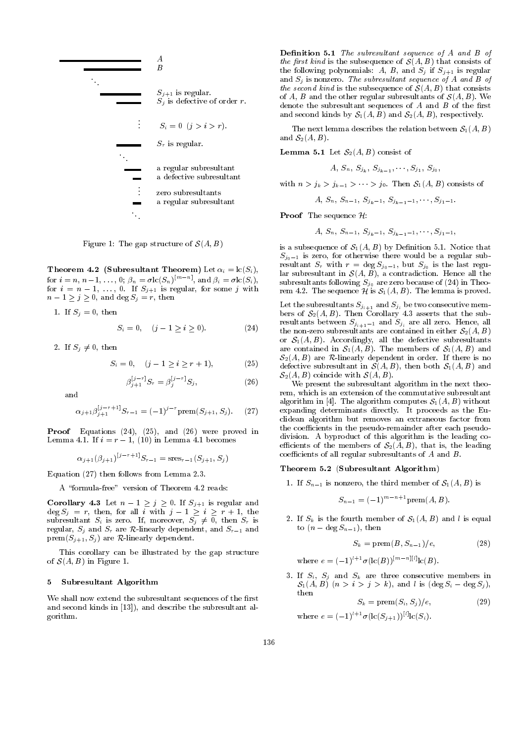A
B

$S_{j+1}$ is regular.
$S_j$ is defective of order $r$.

$S_i = 0 \ (j > i > r)$.

$S_r$ is regular.

a regular subresultant
a defective subresultant

zero subresultants
a regular subresultant

Figure 1: The gap structure of $\mathcal{S}(A, B)$

**Theorem 4.2 (Subresultant Theorem)** Let $\alpha_i = \mathrm{lc}(S_i)$, for $i = n, n-1, \ldots, 0$; $\beta_n = \sigma \mathrm{lc}(S_n)^{[m-n]}$, and $\beta_i = \sigma \mathrm{lc}(S_i)$, for $i = n-1, \ldots, 0$. If $S_{j+1}$ is regular, for some $j$ with $n - 1 \geq j \geq 0$, and $\deg S_j = r$, then

1. If $S_j = 0$, then
$$S_i = 0, \quad (j - 1 \geq i \geq 0). \tag{24}$$

2. If $S_j \neq 0$, then
$$S_i = 0, \quad (j - 1 \geq i \geq r + 1), \tag{25}$$
$$\beta_{j+1}^{[j-r]} S_r = \beta_j^{[j-r]} S_j, \tag{26}$$
and
$$\alpha_{j+1} \beta_{j+1}^{[j-r+1]} S_{r-1} = (-1)^{j-r} \mathrm{prem}(S_{j+1}, S_j). \tag{27}$$

**Proof** Equations (24), (25), and (26) were proved in Lemma 4.1. If $i = r - 1$, (10) in Lemma 4.1 becomes
$$\alpha_{j+1} (\beta_{j+1})^{[j-r+1]} S_{r-1} = \mathrm{sres}_{r-1}(S_{j+1}, S_j)$$
Equation (27) then follows from Lemma 2.3.

A "formula-free" version of Theorem 4.2 reads:

**Corollary 4.3** *Let $n - 1 \geq j \geq 0$. If $S_{j+1}$ is regular and $\deg S_j = r$, then, for all $i$ with $j - 1 \geq i \geq r + 1$, the subresultant $S_i$ is zero. If, moreover, $S_j \neq 0$, then $S_r$ is regular, $S_j$ and $S_r$ are $\mathcal{R}$-linearly dependent, and $S_{r-1}$ and $\mathrm{prem}(S_{j+1}, S_j)$ are $\mathcal{R}$-linearly dependent.*

This corollary can be illustrated by the gap structure of $\mathcal{S}(A, B)$ in Figure 1.

## 5 Subresultant Algorithm

We shall now extend the subresultant sequences of the first and second kinds in [13]), and describe the subresultant algorithm.

**Definition 5.1** *The subresultant sequence of $A$ and $B$ of the first kind* is the subsequence of $\mathcal{S}(A, B)$ that consists of the following polynomials: $A$, $B$, and $S_j$ if $S_{j+1}$ is regular and $S_j$ is nonzero. *The subresultant sequence of $A$ and $B$ of the second kind* is the subsequence of $\mathcal{S}(A, B)$ that consists of $A$, $B$ and the other regular subresultants of $\mathcal{S}(A, B)$. We denote the subresultant sequences of $A$ and $B$ of the first and second kinds by $\mathcal{S}_1(A, B)$ and $\mathcal{S}_2(A, B)$, respectively.

The next lemma describes the relation between $\mathcal{S}_1(A, B)$ and $\mathcal{S}_2(A, B)$.

**Lemma 5.1** Let $\mathcal{S}_2(A, B)$ consist of
$$A,\ S_n,\ S_{j_k},\ S_{j_{k-1}}, \cdots, S_{j_1},\ S_{j_0},$$
with $n > j_k > j_{k-1} > \cdots > j_0$. Then $\mathcal{S}_1(A, B)$ consists of
$$A,\ S_n,\ S_{n-1},\ S_{j_k - 1},\ S_{j_{k-1}-1}, \cdots, S_{j_1 - 1}.$$

**Proof** The sequence $\mathcal{H}$:
$$A,\ S_n,\ S_{n-1},\ S_{j_k - 1},\ S_{j_{k-1}-1}, \cdots, S_{j_1 - 1},$$
is a subsequence of $\mathcal{S}_1(A, B)$ by Definition 5.1. Notice that $S_{j_0 - 1}$ is zero, for otherwise there would be a regular subresultant $S_r$ with $r = \deg S_{j_0 - 1}$, but $S_{j_0}$ is the last regular subresultant in $\mathcal{S}(A, B)$, a contradiction. Hence all the subresultants following $S_{j_0}$ are zero because of (24) in Theorem 4.2. The sequence $\mathcal{H}$ is $\mathcal{S}_1(A, B)$. The lemma is proved.

Let the subresultants $S_{j_{i+1}}$ and $S_{j_i}$ be two consecutive members of $\mathcal{S}_2(A, B)$. Then Corollary 4.3 asserts that the subresultants between $S_{j_{i+1}-1}$ and $S_{j_i}$ are all zero. Hence, all the non-zero subresultants are contained in either $\mathcal{S}_2(A, B)$ or $\mathcal{S}_1(A, B)$. Accordingly, all the defective subresultants are contained in $\mathcal{S}_1(A, B)$. The members of $\mathcal{S}_1(A, B)$ and $\mathcal{S}_2(A, B)$ are $\mathcal{R}$-linearly dependent in order. If there is no defective subresultant in $\mathcal{S}(A, B)$, then both $\mathcal{S}_1(A, B)$ and $\mathcal{S}_2(A, B)$ coincide with $\mathcal{S}(A, B)$.

We present the subresultant algorithm in the next theorem, which is an extension of the commutative subresultant algorithm in [4]. The algorithm computes $\mathcal{S}_1(A, B)$ without expanding determinants directly. It proceeds as the Euclidean algorithm but removes an extraneous factor from the coefficients in the pseudo-remainder after each pseudo-division. A byproduct of this algorithm is the leading coefficients of the members of $\mathcal{S}_2(A, B)$, that is, the leading coefficients of all regular subresultants of $A$ and $B$.

**Theorem 5.2 (Subresultant Algorithm)**

1. If $S_{n-1}$ is nonzero, the third member of $\mathcal{S}_1(A, B)$ is
$$S_{n-1} = (-1)^{m-n+1} \mathrm{prem}(A, B).$$

2. If $S_k$ is the fourth member of $\mathcal{S}_1(A, B)$ and $l$ is equal to $(n - \deg S_{n-1})$, then
$$S_k = \mathrm{prem}(B, S_{n-1})/e, \tag{28}$$
where $e = (-1)^{l+1} \sigma(\mathrm{lc}(B))^{[m-n][l]} \mathrm{lc}(B)$.

3. If $S_i$, $S_j$ and $S_k$ are three consecutive members in $\mathcal{S}_1(A, B)$ $(n > i > j > k)$, and $l$ is $(\deg S_i - \deg S_j)$, then
$$S_k = \mathrm{prem}(S_i, S_j)/e, \tag{29}$$
where $e = (-1)^{l+1} \sigma(\mathrm{lc}(S_{j+1}))^{[l]} \mathrm{lc}(S_i)$.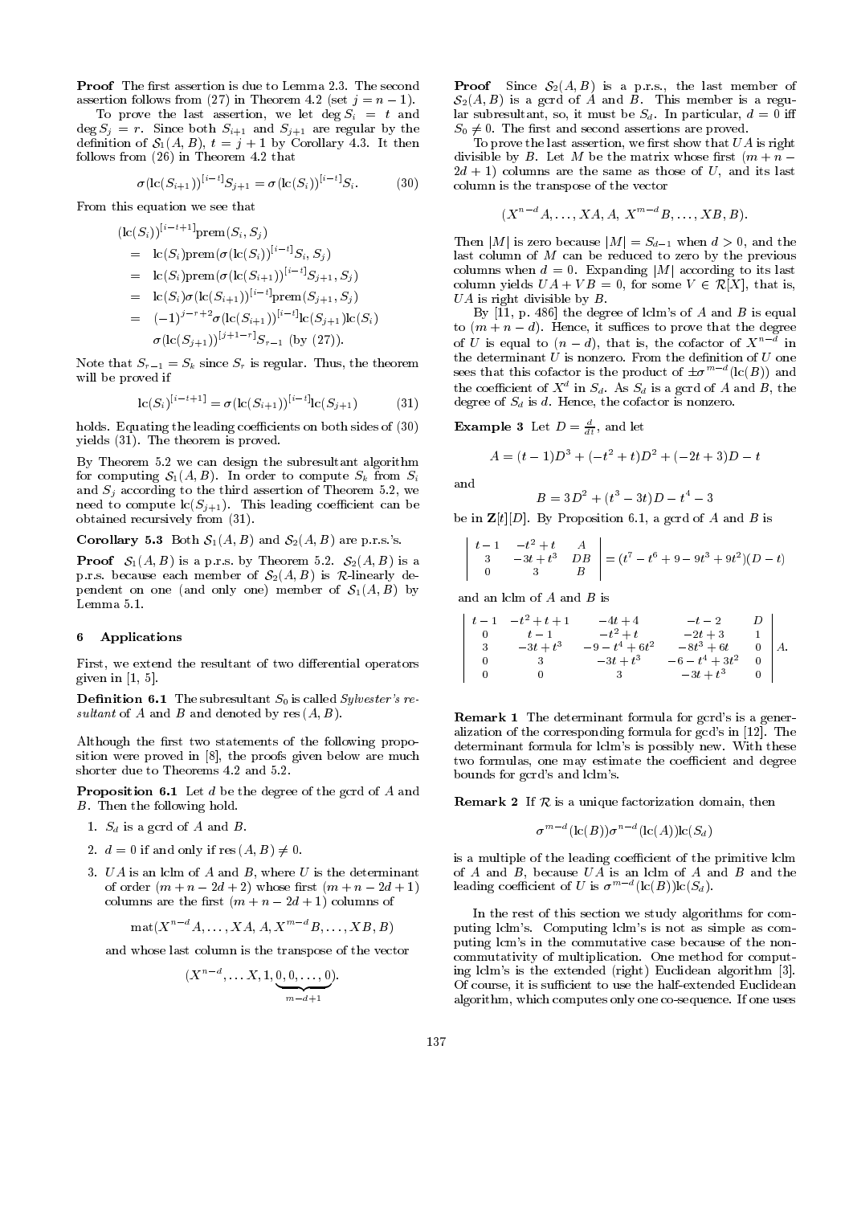**Proof** The first assertion is due to Lemma 2.3. The second assertion follows from (27) in Theorem 4.2 (set $j = n-1$).

To prove the last assertion, we let $\deg S_i = t$ and $\deg S_j = r$. Since both $S_{i+1}$ and $S_{j+1}$ are regular by the definition of $\mathcal{S}_1(A,B)$, $t = j+1$ by Corollary 4.3. It then follows from (26) in Theorem 4.2 that

$$\sigma(\mathrm{lc}(S_{i+1}))^{[i-t]} S_{j+1} = \sigma(\mathrm{lc}(S_i))^{[i-t]} S_i. \qquad (30)$$

From this equation we see that

$$\begin{aligned}
&(\mathrm{lc}(S_i))^{[i-t+1]}\mathrm{prem}(S_i, S_j) \\
&= \mathrm{lc}(S_i)\mathrm{prem}(\sigma(\mathrm{lc}(S_i))^{[i-t]}S_i, S_j) \\
&= \mathrm{lc}(S_i)\mathrm{prem}(\sigma(\mathrm{lc}(S_{i+1}))^{[i-t]}S_{j+1}, S_j) \\
&= \mathrm{lc}(S_i)\sigma(\mathrm{lc}(S_{i+1}))^{[i-t]}\mathrm{prem}(S_{j+1}, S_j) \\
&= (-1)^{j-r+2}\sigma(\mathrm{lc}(S_{i+1}))^{[i-t]}\mathrm{lc}(S_{j+1})\mathrm{lc}(S_i) \\
&\quad \sigma(\mathrm{lc}(S_{j+1}))^{[j+1-r]}S_{r-1} \text{ (by (27))}.
\end{aligned}$$

Note that $S_{r-1} = S_k$ since $S_r$ is regular. Thus, the theorem will be proved if

$$\mathrm{lc}(S_i)^{[i-t+1]} = \sigma(\mathrm{lc}(S_{i+1}))^{[i-t]}\mathrm{lc}(S_{j+1}) \qquad (31)$$

holds. Equating the leading coefficients on both sides of (30) yields (31). The theorem is proved.

By Theorem 5.2 we can design the subresultant algorithm for computing $\mathcal{S}_1(A,B)$. In order to compute $S_k$ from $S_i$ and $S_j$ according to the third assertion of Theorem 5.2, we need to compute $\mathrm{lc}(S_{j+1})$. This leading coefficient can be obtained recursively from (31).

**Corollary 5.3** Both $\mathcal{S}_1(A,B)$ and $\mathcal{S}_2(A,B)$ are p.r.s.'s.

**Proof** $\mathcal{S}_1(A,B)$ is a p.r.s. by Theorem 5.2. $\mathcal{S}_2(A,B)$ is a p.r.s. because each member of $\mathcal{S}_2(A,B)$ is $\mathcal{R}$-linearly dependent on one (and only one) member of $\mathcal{S}_1(A,B)$ by Lemma 5.1.

## 6 Applications

First, we extend the resultant of two differential operators given in [1, 5].

**Definition 6.1** The subresultant $S_0$ is called *Sylvester's resultant* of $A$ and $B$ and denoted by $\mathrm{res}\,(A,B)$.

Although the first two statements of the following proposition were proved in [8], the proofs given below are much shorter due to Theorems 4.2 and 5.2.

**Proposition 6.1** Let $d$ be the degree of the gcrd of $A$ and $B$. Then the following hold.

1. $S_d$ is a gcrd of $A$ and $B$.
2. $d = 0$ if and only if $\mathrm{res}\,(A,B) \neq 0$.
3. $UA$ is an lclm of $A$ and $B$, where $U$ is the determinant of order $(m+n-2d+2)$ whose first $(m+n-2d+1)$ columns are the first $(m+n-2d+1)$ columns of

$$\mathrm{mat}(X^{n-d}A, \ldots, XA, A, X^{m-d}B, \ldots, XB, B)$$

and whose last column is the transpose of the vector

$$(X^{n-d}, \ldots X, 1, \underbrace{0, 0, \ldots, 0}_{m-d+1}).$$

**Proof** Since $\mathcal{S}_2(A,B)$ is a p.r.s., the last member of $\mathcal{S}_2(A,B)$ is a gcrd of $A$ and $B$. This member is a regular subresultant, so, it must be $S_d$. In particular, $d = 0$ iff $S_0 \neq 0$. The first and second assertions are proved.

To prove the last assertion, we first show that $UA$ is right divisible by $B$. Let $M$ be the matrix whose first $(m+n-2d+1)$ columns are the same as those of $U$, and its last column is the transpose of the vector

$$(X^{n-d}A, \ldots, XA, A,\ X^{m-d}B, \ldots, XB, B).$$

Then $|M|$ is zero because $|M| = S_{d-1}$ when $d > 0$, and the last column of $M$ can be reduced to zero by the previous columns when $d = 0$. Expanding $|M|$ according to its last column yields $UA + VB = 0$, for some $V \in \mathcal{R}[X]$, that is, $UA$ is right divisible by $B$.

By [11, p. 486] the degree of lclm's of $A$ and $B$ is equal to $(m+n-d)$. Hence, it suffices to prove that the degree of $U$ is equal to $(n-d)$, that is, the cofactor of $X^{n-d}$ in the determinant $U$ is nonzero. From the definition of $U$ one sees that this cofactor is the product of $\pm\sigma^{m-d}(\mathrm{lc}(B))$ and the coefficient of $X^d$ in $S_d$. As $S_d$ is a gcrd of $A$ and $B$, the degree of $S_d$ is $d$. Hence, the cofactor is nonzero.

**Example 3** Let $D = \frac{d}{dt}$, and let

$$A = (t-1)D^3 + (-t^2+t)D^2 + (-2t+3)D - t$$

and

$$B = 3D^2 + (t^3 - 3t)D - t^4 - 3$$

be in $\mathbf{Z}[t][D]$. By Proposition 6.1, a gcrd of $A$ and $B$ is

$$\begin{vmatrix} t-1 & -t^2+t & A \\ 3 & -3t+t^3 & DB \\ 0 & 3 & B \end{vmatrix} = (t^7 - t^6 + 9 - 9t^3 + 9t^2)(D-t)$$

and an lclm of $A$ and $B$ is

$$\begin{vmatrix} t-1 & -t^2+t+1 & -4t+4 & -t-2 & D \\ 0 & t-1 & -t^2+t & -2t+3 & 1 \\ 3 & -3t+t^3 & -9-t^4+6t^2 & -8t^3+6t & 0 \\ 0 & 3 & -3t+t^3 & -6-t^4+3t^2 & 0 \\ 0 & 0 & 3 & -3t+t^3 & 0 \end{vmatrix} A.$$

**Remark 1** The determinant formula for gcrd's is a generalization of the corresponding formula for gcd's in [12]. The determinant formula for lclm's is possibly new. With these two formulas, one may estimate the coefficient and degree bounds for gcrd's and lclm's.

**Remark 2** If $\mathcal{R}$ is a unique factorization domain, then

$$\sigma^{m-d}(\mathrm{lc}(B))\sigma^{n-d}(\mathrm{lc}(A))\mathrm{lc}(S_d)$$

is a multiple of the leading coefficient of the primitive lclm of $A$ and $B$, because $UA$ is an lclm of $A$ and $B$ and the leading coefficient of $U$ is $\sigma^{m-d}(\mathrm{lc}(B))\mathrm{lc}(S_d)$.

In the rest of this section we study algorithms for computing lclm's. Computing lclm's is not as simple as computing lcm's in the commutative case because of the noncommutativity of multiplication. One method for computing lclm's is the extended (right) Euclidean algorithm [3]. Of course, it is sufficient to use the half-extended Euclidean algorithm, which computes only one co-sequence. If one uses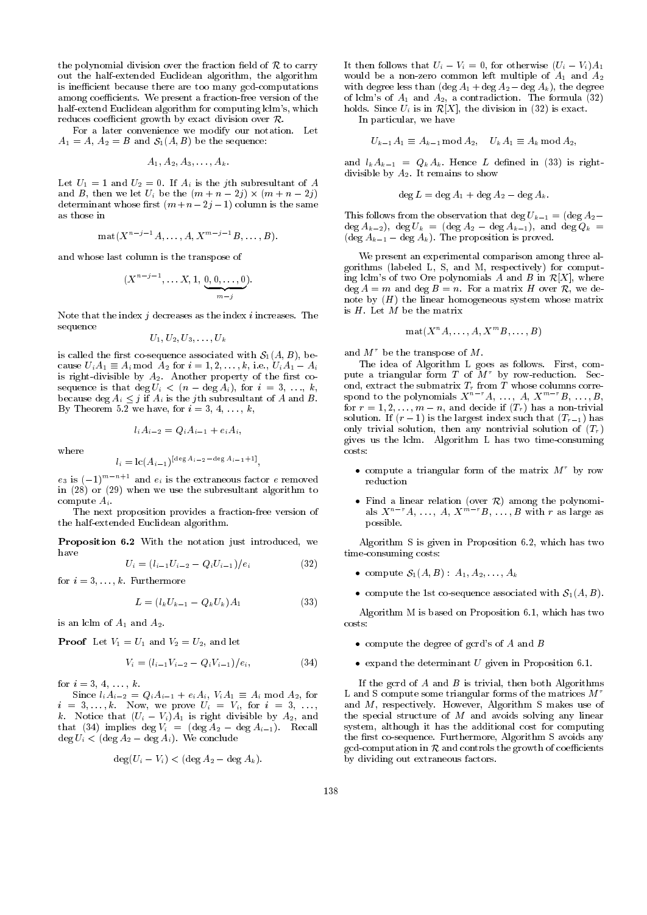the polynomial division over the fraction field of $\mathcal{R}$ to carry out the half-extended Euclidean algorithm, the algorithm is inefficient because there are too many gcd-computations among coefficients. We present a fraction-free version of the half-extend Euclidean algorithm for computing lclm's, which reduces coefficient growth by exact division over $\mathcal{R}$.

For a later convenience we modify our notation. Let $A_1 = A$, $A_2 = B$ and $\mathcal{S}_1(A, B)$ be the sequence:

$$A_1, A_2, A_3, \ldots, A_k.$$

Let $U_1 = 1$ and $U_2 = 0$. If $A_i$ is the $j$th subresultant of $A$ and $B$, then we let $U_i$ be the $(m+n-2j) \times (m+n-2j)$ determinant whose first $(m+n-2j-1)$ column is the same as those in

$$\mathrm{mat}(X^{n-j-1}A, \ldots, A, X^{m-j-1}B, \ldots, B).$$

and whose last column is the transpose of

$$(X^{n-j-1}, \ldots X, 1, \underbrace{0, 0, \ldots, 0}_{m-j}).$$

Note that the index $j$ decreases as the index $i$ increases. The sequence

$$U_1, U_2, U_3, \ldots, U_k$$

is called the first co-sequence associated with $\mathcal{S}_1(A, B)$, because $U_i A_1 \equiv A_i \bmod A_2$ for $i = 1, 2, \ldots, k$, i.e., $U_i A_1 - A_i$ is right-divisible by $A_2$. Another property of the first co-sequence is that $\deg U_i < (n - \deg A_i)$, for $i = 3, \ldots, k$, because $\deg A_i \le j$ if $A_i$ is the $j$th subresultant of $A$ and $B$. By Theorem 5.2 we have, for $i = 3, 4, \ldots, k$,

$$l_i A_{i-2} = Q_i A_{i-1} + e_i A_i,$$

where

$$l_i = \mathrm{lc}(A_{i-1})^{[\deg A_{i-2} - \deg A_{i-1} + 1]},$$

$e_3$ is $(-1)^{m-n+1}$ and $e_i$ is the extraneous factor $e$ removed in (28) or (29) when we use the subresultant algorithm to compute $A_i$.

The next proposition provides a fraction-free version of the half-extended Euclidean algorithm.

**Proposition 6.2** With the notation just introduced, we have

$$U_i = (l_{i-1} U_{i-2} - Q_i U_{i-1})/e_i \tag{32}$$

for $i = 3, \ldots, k$. Furthermore

$$L = (l_k U_{k-1} - Q_k U_k) A_1 \tag{33}$$

is an lclm of $A_1$ and $A_2$.

**Proof** Let $V_1 = U_1$ and $V_2 = U_2$, and let

$$V_i = (l_{i-1} V_{i-2} - Q_i V_{i-1})/e_i, \tag{34}$$

for $i = 3, 4, \ldots, k$.

Since $l_i A_{i-2} = Q_i A_{i-1} + e_i A_i$, $V_i A_1 \equiv A_i \bmod A_2$, for $i = 3, \ldots, k$. Now, we prove $U_i = V_i$, for $i = 3, \ldots, k$. Notice that $(U_i - V_i)A_1$ is right divisible by $A_2$, and that (34) implies $\deg V_i = (\deg A_2 - \deg A_{i-1})$. Recall $\deg U_i < (\deg A_2 - \deg A_i)$. We conclude

$$\deg(U_i - V_i) < (\deg A_2 - \deg A_k).$$

It then follows that $U_i - V_i = 0$, for otherwise $(U_i - V_i)A_1$ would be a non-zero common left multiple of $A_1$ and $A_2$ with degree less than $(\deg A_1 + \deg A_2 - \deg A_k)$, the degree of lclm's of $A_1$ and $A_2$, a contradiction. The formula (32) holds. Since $U_i$ is in $\mathcal{R}[X]$, the division in (32) is exact.

In particular, we have

$$U_{k-1} A_1 \equiv A_{k-1} \bmod A_2, \quad U_k A_1 \equiv A_k \bmod A_2,$$

and $l_k A_{k-1} = Q_k A_k$. Hence $L$ defined in (33) is right-divisible by $A_2$. It remains to show

$$\deg L = \deg A_1 + \deg A_2 - \deg A_k.$$

This follows from the observation that $\deg U_{k-1} = (\deg A_2 - \deg A_{k-2})$, $\deg U_k = (\deg A_2 - \deg A_{k-1})$, and $\deg Q_k = (\deg A_{k-1} - \deg A_k)$. The proposition is proved.

We present an experimental comparison among three algorithms (labeled L, S, and M, respectively) for computing lclm's of two Ore polynomials $A$ and $B$ in $\mathcal{R}[X]$, where $\deg A = m$ and $\deg B = n$. For a matrix $H$ over $\mathcal{R}$, we denote by $(H)$ the linear homogeneous system whose matrix is $H$. Let $M$ be the matrix

$$\mathrm{mat}(X^n A, \ldots, A, X^m B, \ldots, B)$$

and $M^\tau$ be the transpose of $M$.

The idea of Algorithm L goes as follows. First, compute a triangular form $T$ of $M^\tau$ by row-reduction. Second, extract the submatrix $T_r$ from $T$ whose columns correspond to the polynomials $X^{n-r}A, \ldots, A, X^{m-r}B, \ldots, B$, for $r = 1, 2, \ldots, m-n$, and decide if $(T_r)$ has a non-trivial solution. If $(r-1)$ is the largest index such that $(T_{r-1})$ has only trivial solution, then any nontrivial solution of $(T_r)$ gives us the lclm. Algorithm L has two time-consuming costs:

- compute a triangular form of the matrix $M^\tau$ by row reduction
- Find a linear relation (over $\mathcal{R}$) among the polynomials $X^{n-r}A, \ldots, A, X^{m-r}B, \ldots, B$ with $r$ as large as possible.

Algorithm S is given in Proposition 6.2, which has two time-consuming costs:

- compute $\mathcal{S}_1(A, B): A_1, A_2, \ldots, A_k$
- compute the 1st co-sequence associated with $\mathcal{S}_1(A, B)$.

Algorithm M is based on Proposition 6.1, which has two costs:

- compute the degree of gcrd's of $A$ and $B$
- expand the determinant $U$ given in Proposition 6.1.

If the gcrd of $A$ and $B$ is trivial, then both Algorithms L and S compute some triangular forms of the matrices $M^\tau$ and $M$, respectively. However, Algorithm S makes use of the special structure of $M$ and avoids solving any linear system, although it has the additional cost for computing the first co-sequence. Furthermore, Algorithm S avoids any gcd-computation in $\mathcal{R}$ and controls the growth of coefficients by dividing out extraneous factors.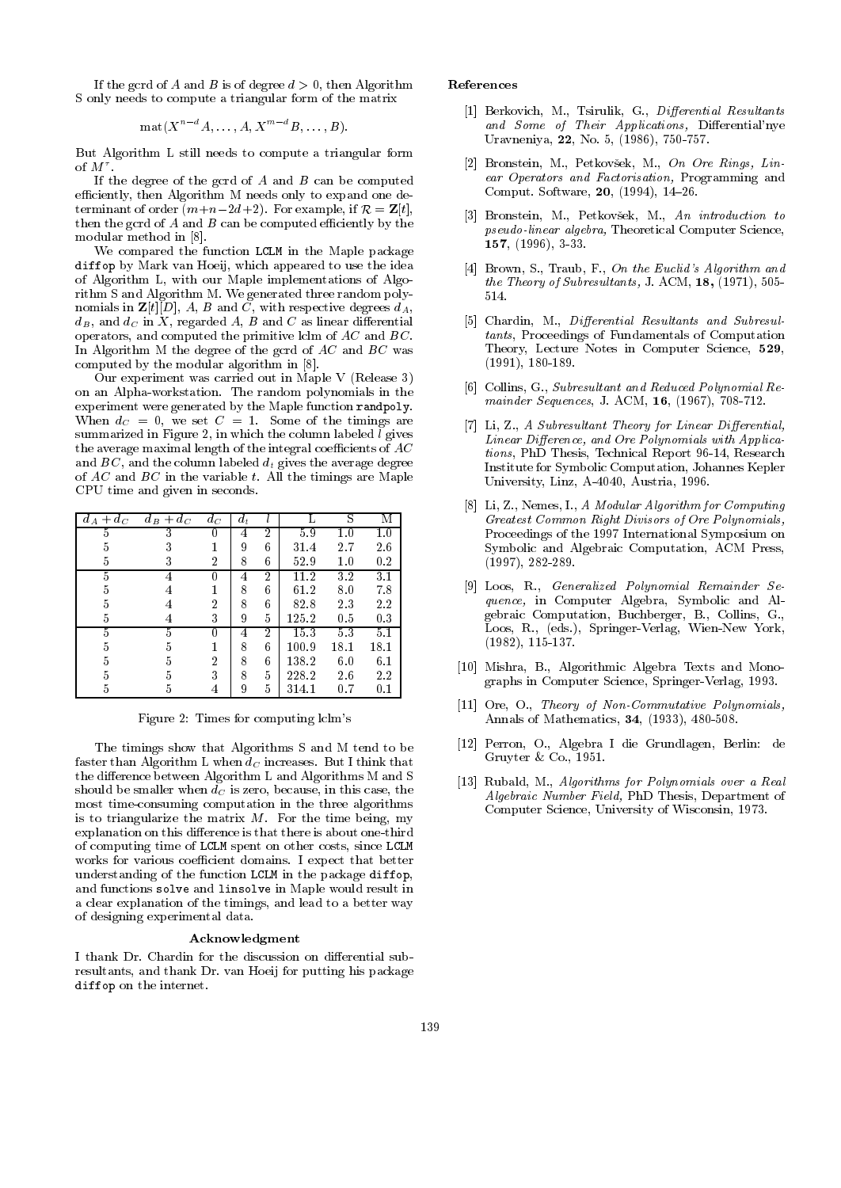If the gcrd of $A$ and $B$ is of degree $d > 0$, then Algorithm S only needs to compute a triangular form of the matrix

$$\mathrm{mat}(X^{n-d}A, \ldots, A, X^{m-d}B, \ldots, B).$$

But Algorithm L still needs to compute a triangular form of $M^{\tau}$.

If the degree of the gcrd of $A$ and $B$ can be computed efficiently, then Algorithm M needs only to expand one determinant of order $(m+n-2d+2)$. For example, if $\mathcal{R} = \mathbf{Z}[t]$, then the gcrd of $A$ and $B$ can be computed efficiently by the modular method in [8].

We compared the function `LCLM` in the Maple package `diffop` by Mark van Hoeij, which appeared to use the idea of Algorithm L, with our Maple implementations of Algorithm S and Algorithm M. We generated three random polynomials in $\mathbf{Z}[t][D]$, $A$, $B$ and $C$, with respective degrees $d_A$, $d_B$, and $d_C$ in $X$, regarded $A$, $B$ and $C$ as linear differential operators, and computed the primitive lclm of $AC$ and $BC$. In Algorithm M the degree of the gcrd of $AC$ and $BC$ was computed by the modular algorithm in [8].

Our experiment was carried out in Maple V (Release 3) on an Alpha-workstation. The random polynomials in the experiment were generated by the Maple function `randpoly`. When $d_C = 0$, we set $C = 1$. Some of the timings are summarized in Figure 2, in which the column labeled $l$ gives the average maximal length of the integral coefficients of $AC$ and $BC$, and the column labeled $d_t$ gives the average degree of $AC$ and $BC$ in the variable $t$. All the timings are Maple CPU time and given in seconds.

| $d_A + d_C$ | $d_B + d_C$ | $d_C$ | $d_t$ | $l$ | L | S | M |
|---|---|---|---|---|---|---|---|
| 5 | 3 | 0 | 4 | 2 | 5.9 | 1.0 | 1.0 |
| 5 | 3 | 1 | 9 | 6 | 31.4 | 2.7 | 2.6 |
| 5 | 3 | 2 | 8 | 6 | 52.9 | 1.0 | 0.2 |
| 5 | 4 | 0 | 4 | 2 | 11.2 | 3.2 | 3.1 |
| 5 | 4 | 1 | 8 | 6 | 61.2 | 8.0 | 7.8 |
| 5 | 4 | 2 | 8 | 6 | 82.8 | 2.3 | 2.2 |
| 5 | 4 | 3 | 9 | 5 | 125.2 | 0.5 | 0.3 |
| 5 | 5 | 0 | 4 | 2 | 15.3 | 5.3 | 5.1 |
| 5 | 5 | 1 | 8 | 6 | 100.9 | 18.1 | 18.1 |
| 5 | 5 | 2 | 8 | 6 | 138.2 | 6.0 | 6.1 |
| 5 | 5 | 3 | 8 | 5 | 228.2 | 2.6 | 2.2 |
| 5 | 5 | 4 | 9 | 5 | 314.1 | 0.7 | 0.1 |

Figure 2: Times for computing lclm's

The timings show that Algorithms S and M tend to be faster than Algorithm L when $d_C$ increases. But I think that the difference between Algorithm L and Algorithms M and S should be smaller when $d_C$ is zero, because, in this case, the most time-consuming computation in the three algorithms is to triangularize the matrix $M$. For the time being, my explanation on this difference is that there is about one-third of computing time of `LCLM` spent on other costs, since `LCLM` works for various coefficient domains. I expect that better understanding of the function `LCLM` in the package `diffop`, and functions `solve` and `linsolve` in Maple would result in a clear explanation of the timings, and lead to a better way of designing experimental data.

## Acknowledgment

I thank Dr. Chardin for the discussion on differential subresultants, and thank Dr. van Hoeij for putting his package `diffop` on the internet.

## References

[1] Berkovich, M., Tsirulik, G., *Differential Resultants and Some of Their Applications,* Differential'nye Uravneniya, **22**, No. 5, (1986), 750-757.

[2] Bronstein, M., Petkovšek, M., *On Ore Rings, Linear Operators and Factorisation,* Programming and Comput. Software, **20**, (1994), 14–26.

[3] Bronstein, M., Petkovšek, M., *An introduction to pseudo-linear algebra,* Theoretical Computer Science, **157**, (1996), 3-33.

[4] Brown, S., Traub, F., *On the Euclid's Algorithm and the Theory of Subresultants,* J. ACM, **18**, (1971), 505-514.

[5] Chardin, M., *Differential Resultants and Subresultants,* Proceedings of Fundamentals of Computation Theory, Lecture Notes in Computer Science, **529**, (1991), 180-189.

[6] Collins, G., *Subresultant and Reduced Polynomial Remainder Sequences,* J. ACM, **16**, (1967), 708-712.

[7] Li, Z., *A Subresultant Theory for Linear Differential, Linear Difference, and Ore Polynomials with Applications,* PhD Thesis, Technical Report 96-14, Research Institute for Symbolic Computation, Johannes Kepler University, Linz, A-4040, Austria, 1996.

[8] Li, Z., Nemes, I., *A Modular Algorithm for Computing Greatest Common Right Divisors of Ore Polynomials,* Proceedings of the 1997 International Symposium on Symbolic and Algebraic Computation, ACM Press, (1997), 282-289.

[9] Loos, R., *Generalized Polynomial Remainder Sequence,* in Computer Algebra, Symbolic and Algebraic Computation, Buchberger, B., Collins, G., Loos, R., (eds.), Springer-Verlag, Wien-New York, (1982), 115-137.

[10] Mishra, B., Algorithmic Algebra Texts and Monographs in Computer Science, Springer-Verlag, 1993.

[11] Ore, O., *Theory of Non-Commutative Polynomials,* Annals of Mathematics, **34**, (1933), 480-508.

[12] Perron, O., Algebra I die Grundlagen, Berlin: de Gruyter & Co., 1951.

[13] Rubald, M., *Algorithms for Polynomials over a Real Algebraic Number Field,* PhD Thesis, Department of Computer Science, University of Wisconsin, 1973.